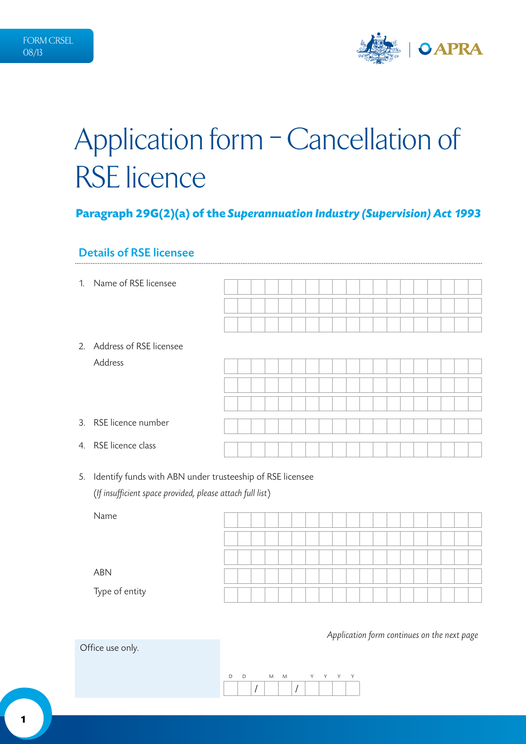FORM CRSEL
08/13

# Application form – Cancellation of RSE licence

**Paragraph 29G(2)(a) of the *Superannuation Industry (Supervision) Act 1993***

## Details of RSE licensee

1. Name of RSE licensee

2. Address of RSE licensee

   Address

3. RSE licence number

4. RSE licence class

5. Identify funds with ABN under trusteeship of RSE licensee

   (*If insufficient space provided, please attach full list*)

   Name

   ABN

   Type of entity

*Application form continues on the next page*

Office use only.

D D / M M / Y Y Y Y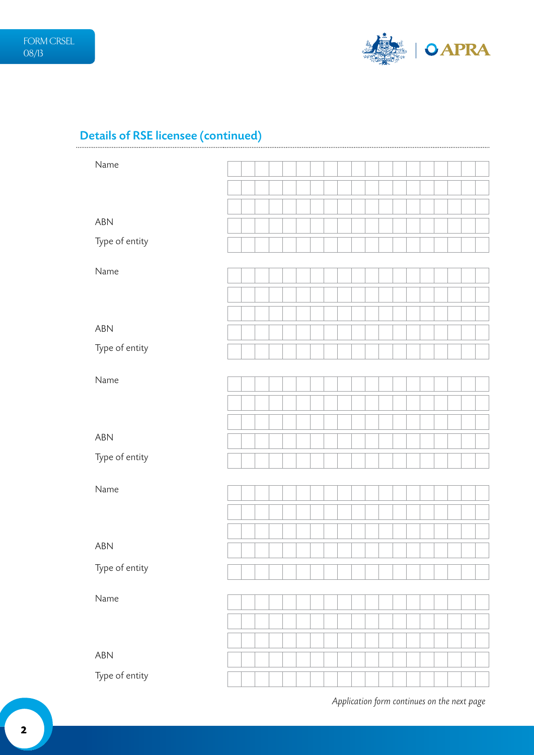## Details of RSE licensee (continued)

Name

ABN

Type of entity

Name

ABN

Type of entity

Name

ABN

Type of entity

Name

ABN

Type of entity

Name

ABN

Type of entity

*Application form continues on the next page*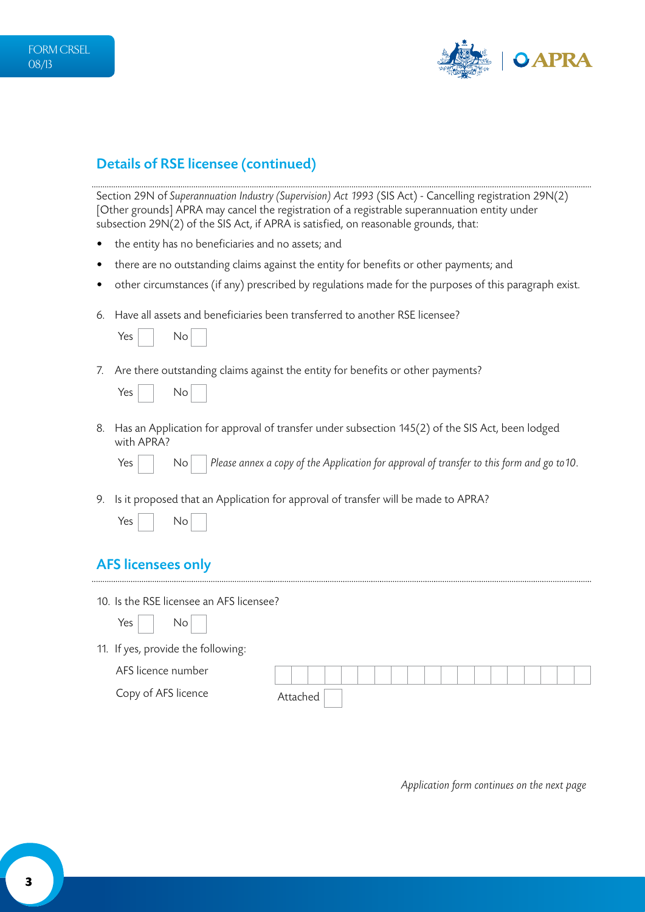## Details of RSE licensee (continued)

Section 29N of *Superannuation Industry (Supervision) Act 1993* (SIS Act) - Cancelling registration 29N(2) [Other grounds] APRA may cancel the registration of a registrable superannuation entity under subsection 29N(2) of the SIS Act, if APRA is satisfied, on reasonable grounds, that:

- the entity has no beneficiaries and no assets; and
- there are no outstanding claims against the entity for benefits or other payments; and
- other circumstances (if any) prescribed by regulations made for the purposes of this paragraph exist.

6. Have all assets and beneficiaries been transferred to another RSE licensee?

   Yes ☐ No ☐

7. Are there outstanding claims against the entity for benefits or other payments?

   Yes ☐ No ☐

8. Has an Application for approval of transfer under subsection 145(2) of the SIS Act, been lodged with APRA?

   Yes ☐ No ☐ *Please annex a copy of the Application for approval of transfer to this form and go to 10.*

9. Is it proposed that an Application for approval of transfer will be made to APRA?

   Yes ☐ No ☐

## AFS licensees only

10. Is the RSE licensee an AFS licensee?

    Yes ☐ No ☐

11. If yes, provide the following:

    AFS licence number ☐☐☐☐☐☐☐☐☐☐☐☐☐☐☐☐☐☐☐

    Copy of AFS licence Attached ☐

*Application form continues on the next page*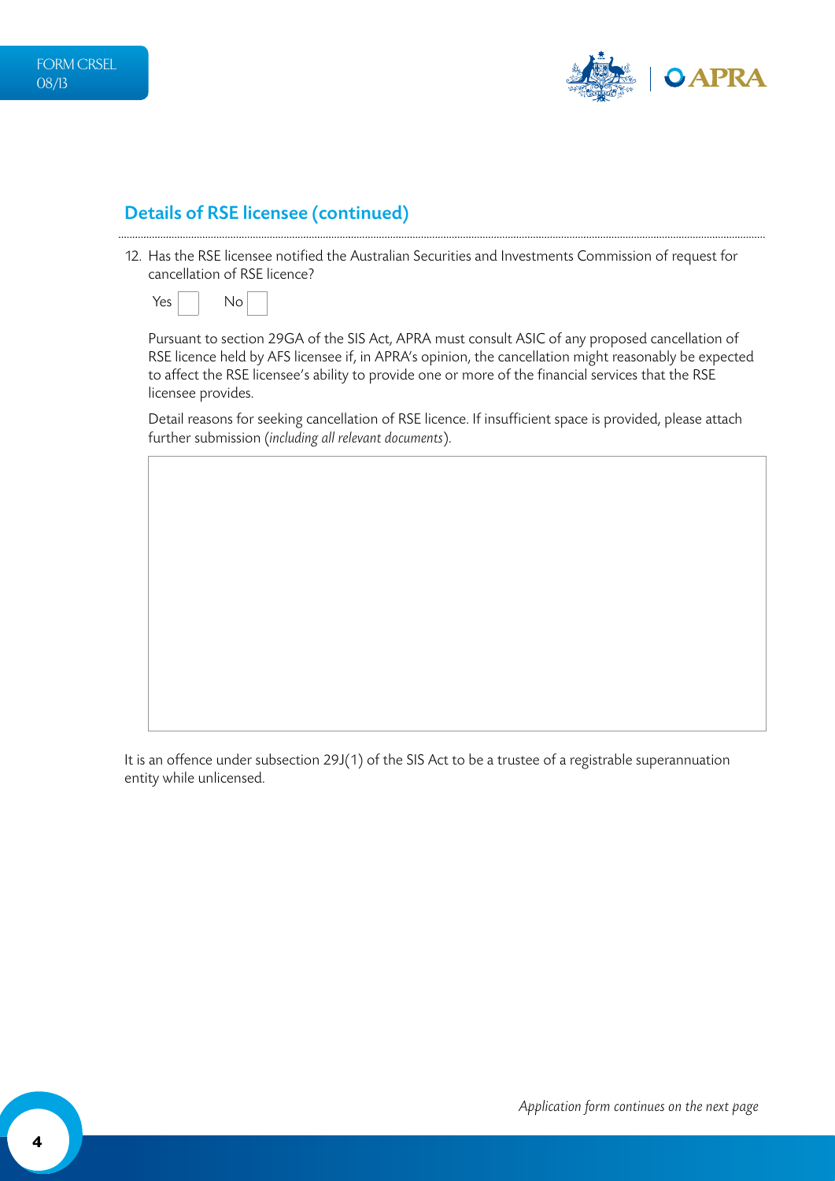## Details of RSE licensee (continued)

12. Has the RSE licensee notified the Australian Securities and Investments Commission of request for cancellation of RSE licence?

    Yes ☐ No ☐

    Pursuant to section 29GA of the SIS Act, APRA must consult ASIC of any proposed cancellation of RSE licence held by AFS licensee if, in APRA's opinion, the cancellation might reasonably be expected to affect the RSE licensee's ability to provide one or more of the financial services that the RSE licensee provides.

    Detail reasons for seeking cancellation of RSE licence. If insufficient space is provided, please attach further submission (*including all relevant documents*).

It is an offence under subsection 29J(1) of the SIS Act to be a trustee of a registrable superannuation entity while unlicensed.

*Application form continues on the next page*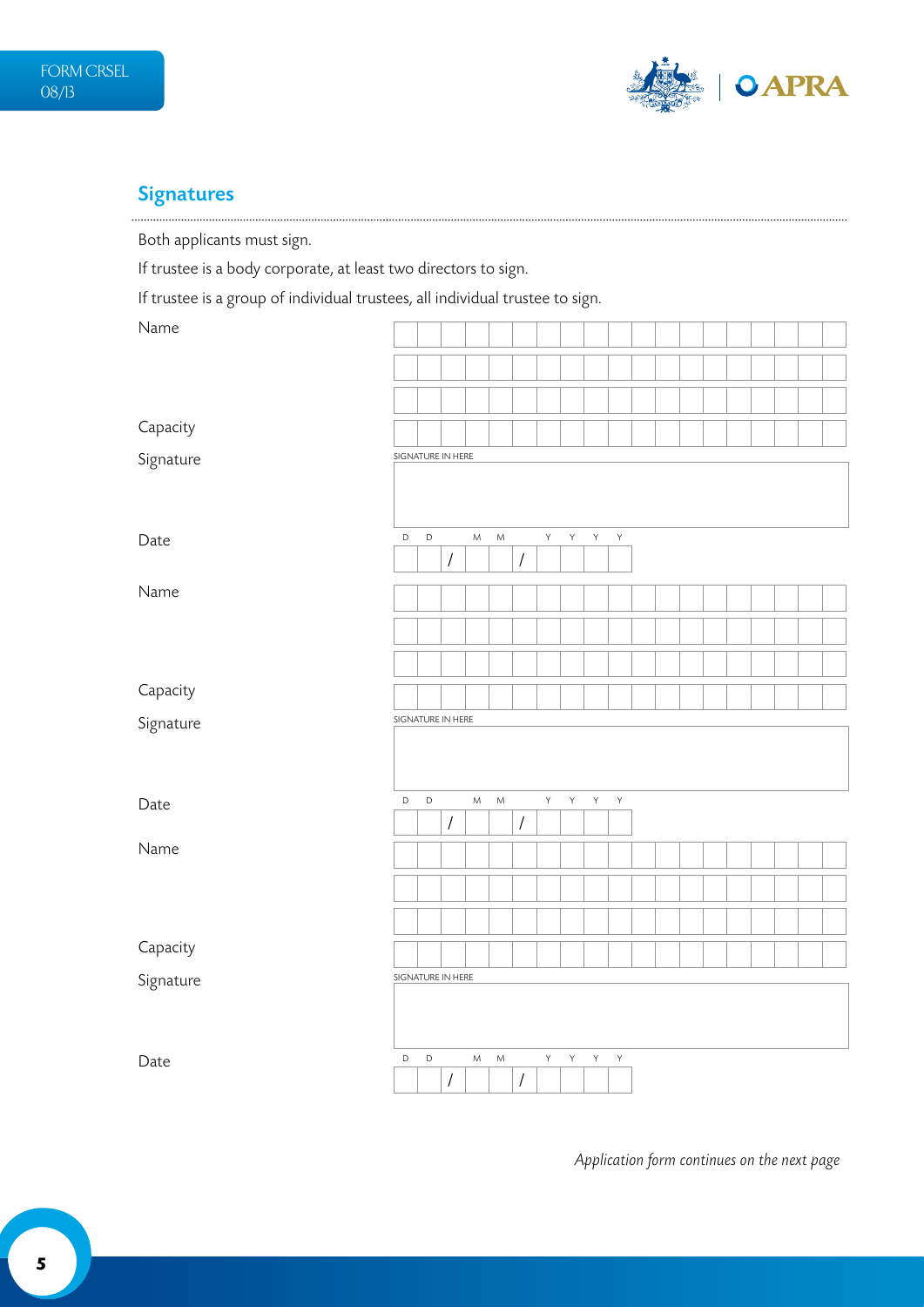## Signatures

Both applicants must sign.

If trustee is a body corporate, at least two directors to sign.

If trustee is a group of individual trustees, all individual trustee to sign.

Name

Capacity

Signature

SIGNATURE IN HERE

Date

D D / M M / Y Y Y Y

Name

Capacity

Signature

SIGNATURE IN HERE

Date

D D / M M / Y Y Y Y

Name

Capacity

Signature

SIGNATURE IN HERE

Date

D D / M M / Y Y Y Y

*Application form continues on the next page*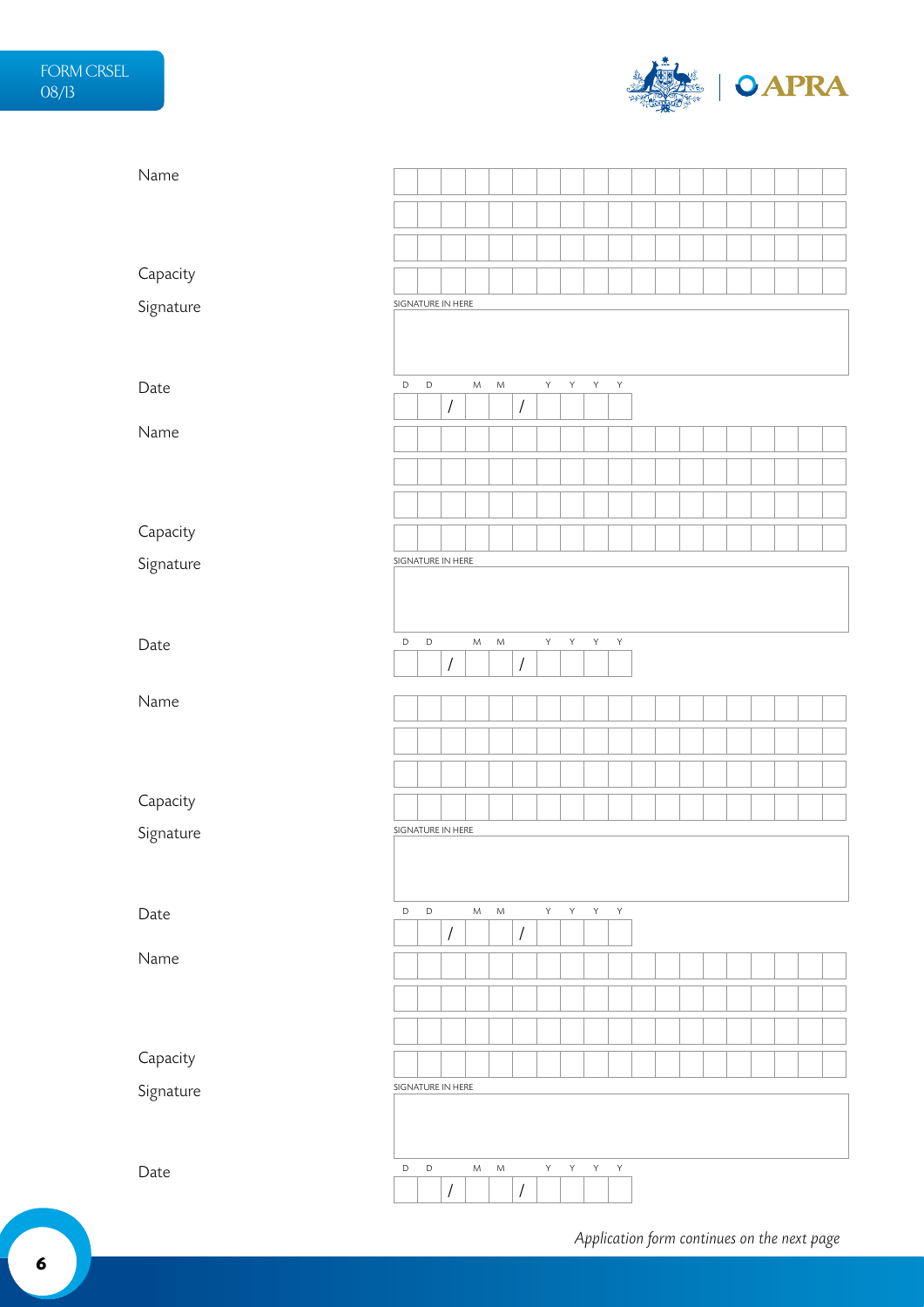FORM CRSEL 08/13

Name

Capacity

Signature

SIGNATURE IN HERE

Date

D D / M M / Y Y Y Y

Name

Capacity

Signature

SIGNATURE IN HERE

Date

D D / M M / Y Y Y Y

Name

Capacity

Signature

SIGNATURE IN HERE

Date

D D / M M / Y Y Y Y

Name

Capacity

Signature

SIGNATURE IN HERE

Date

D D / M M / Y Y Y Y

*Application form continues on the next page*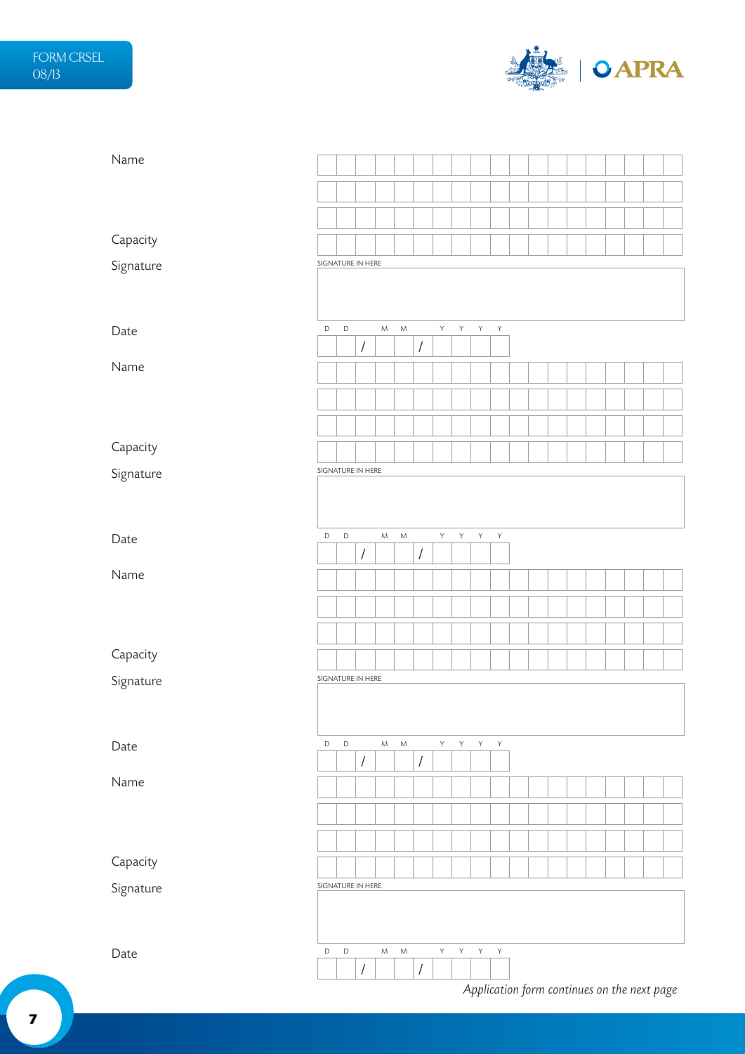FORM CRSEL
08/13

Name

Capacity

Signature

SIGNATURE IN HERE

Date

D D / M M / Y Y Y Y

Name

Capacity

Signature

SIGNATURE IN HERE

Date

D D / M M / Y Y Y Y

Name

Capacity

Signature

SIGNATURE IN HERE

Date

D D / M M / Y Y Y Y

Name

Capacity

Signature

SIGNATURE IN HERE

Date

D D / M M / Y Y Y Y

*Application form continues on the next page*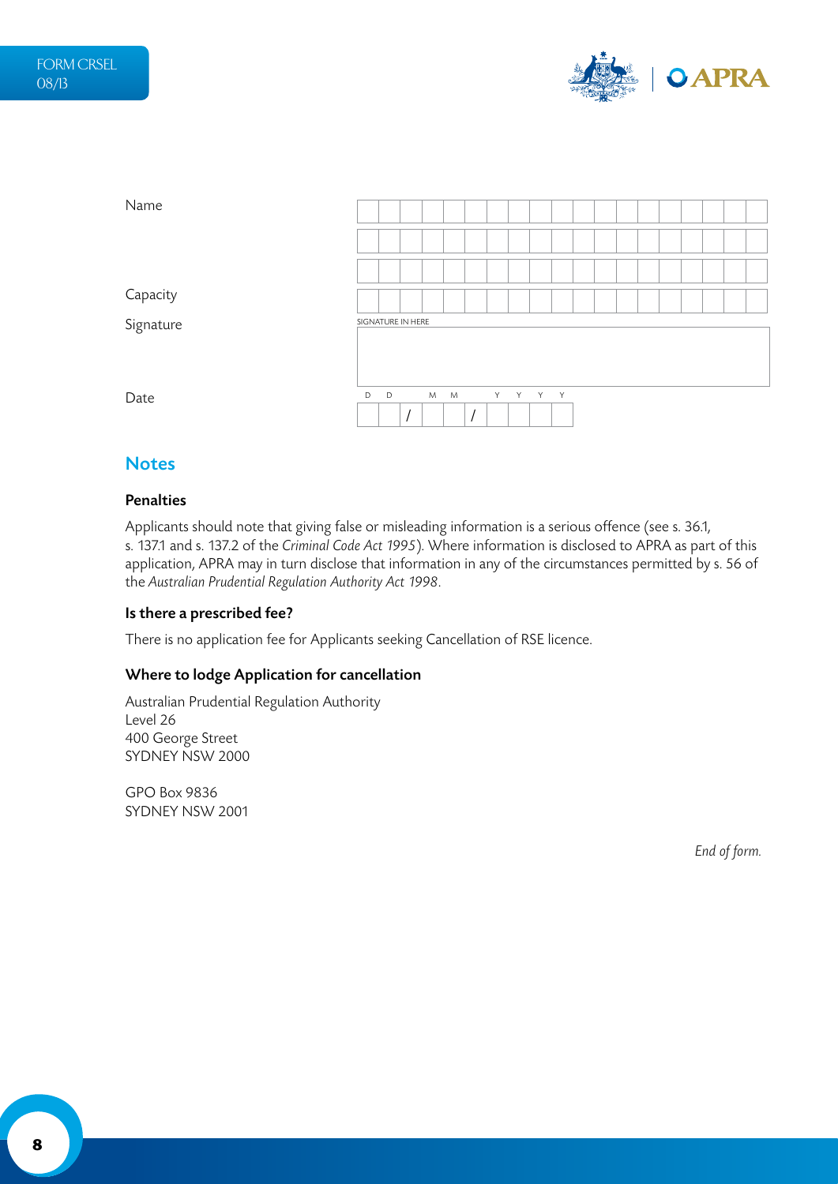Name

Capacity

Signature

SIGNATURE IN HERE

Date

D D / M M / Y Y Y Y

## Notes

### Penalties

Applicants should note that giving false or misleading information is a serious offence (see s. 36.1, s. 137.1 and s. 137.2 of the *Criminal Code Act 1995*). Where information is disclosed to APRA as part of this application, APRA may in turn disclose that information in any of the circumstances permitted by s. 56 of the *Australian Prudential Regulation Authority Act 1998*.

### Is there a prescribed fee?

There is no application fee for Applicants seeking Cancellation of RSE licence.

### Where to lodge Application for cancellation

Australian Prudential Regulation Authority
Level 26
400 George Street
SYDNEY NSW 2000

GPO Box 9836
SYDNEY NSW 2001

*End of form.*